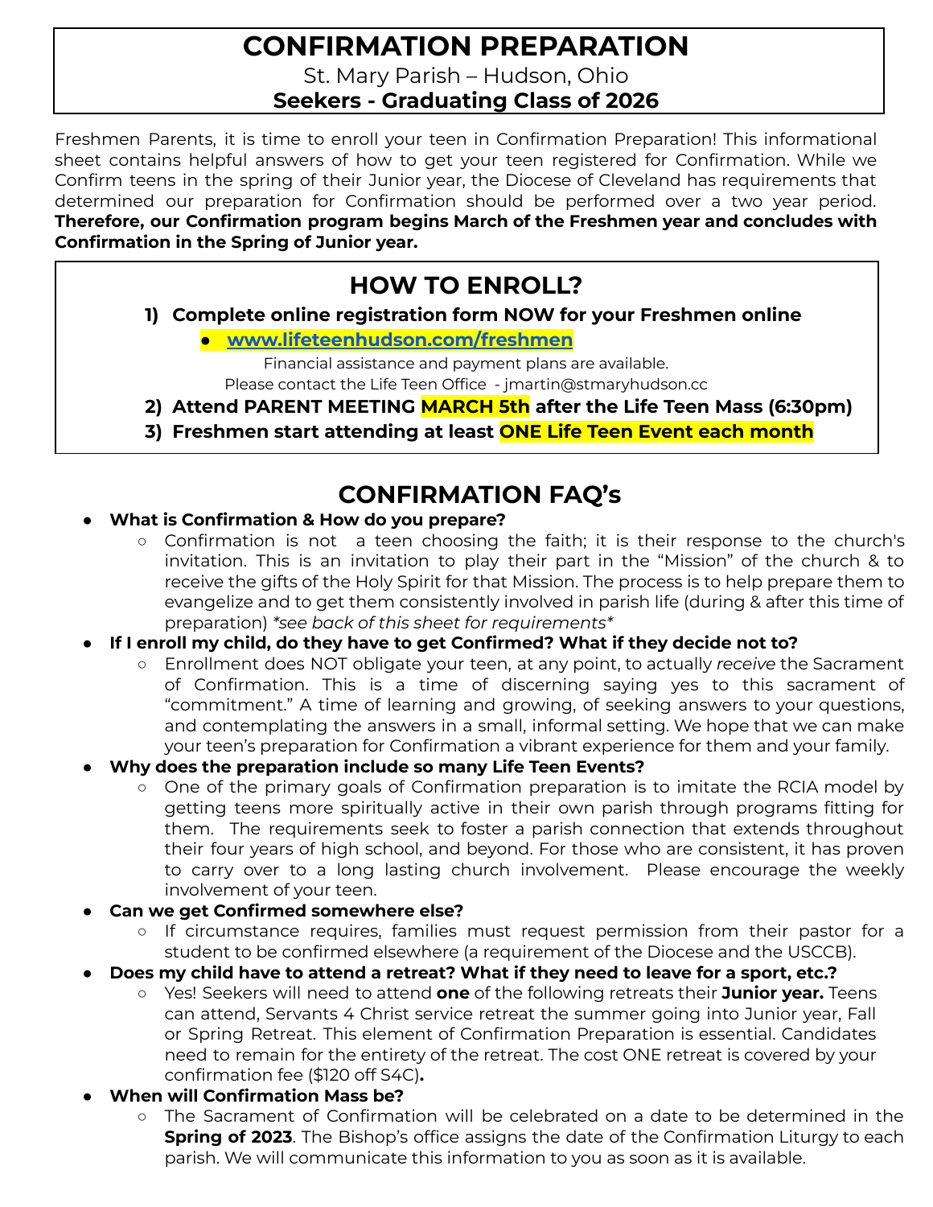# CONFIRMATION PREPARATION

St. Mary Parish – Hudson, Ohio

**Seekers - Graduating Class of 2026**

Freshmen Parents, it is time to enroll your teen in Confirmation Preparation! This informational sheet contains helpful answers of how to get your teen registered for Confirmation. While we Confirm teens in the spring of their Junior year, the Diocese of Cleveland has requirements that determined our preparation for Confirmation should be performed over a two year period. **Therefore, our Confirmation program begins March of the Freshmen year and concludes with Confirmation in the Spring of Junior year.**

## HOW TO ENROLL?

1) **Complete online registration form NOW for your Freshmen online**
   - **www.lifeteenhudson.com/freshmen**

   Financial assistance and payment plans are available.
   Please contact the Life Teen Office - jmartin@stmaryhudson.cc
2) **Attend PARENT MEETING MARCH 5th after the Life Teen Mass (6:30pm)**
3) **Freshmen start attending at least ONE Life Teen Event each month**

## CONFIRMATION FAQ's

- **What is Confirmation & How do you prepare?**
  - Confirmation is not a teen choosing the faith; it is their response to the church's invitation. This is an invitation to play their part in the "Mission" of the church & to receive the gifts of the Holy Spirit for that Mission. The process is to help prepare them to evangelize and to get them consistently involved in parish life (during & after this time of preparation) *\*see back of this sheet for requirements\**
- **If I enroll my child, do they have to get Confirmed? What if they decide not to?**
  - Enrollment does NOT obligate your teen, at any point, to actually *receive* the Sacrament of Confirmation. This is a time of discerning saying yes to this sacrament of "commitment." A time of learning and growing, of seeking answers to your questions, and contemplating the answers in a small, informal setting. We hope that we can make your teen's preparation for Confirmation a vibrant experience for them and your family.
- **Why does the preparation include so many Life Teen Events?**
  - One of the primary goals of Confirmation preparation is to imitate the RCIA model by getting teens more spiritually active in their own parish through programs fitting for them. The requirements seek to foster a parish connection that extends throughout their four years of high school, and beyond. For those who are consistent, it has proven to carry over to a long lasting church involvement. Please encourage the weekly involvement of your teen.
- **Can we get Confirmed somewhere else?**
  - If circumstance requires, families must request permission from their pastor for a student to be confirmed elsewhere (a requirement of the Diocese and the USCCB).
- **Does my child have to attend a retreat? What if they need to leave for a sport, etc.?**
  - Yes! Seekers will need to attend **one** of the following retreats their **Junior year.** Teens can attend, Servants 4 Christ service retreat the summer going into Junior year, Fall or Spring Retreat. This element of Confirmation Preparation is essential. Candidates need to remain for the entirety of the retreat. The cost ONE retreat is covered by your confirmation fee ($120 off S4C)**.**
- **When will Confirmation Mass be?**
  - The Sacrament of Confirmation will be celebrated on a date to be determined in the **Spring of 2023**. The Bishop's office assigns the date of the Confirmation Liturgy to each parish. We will communicate this information to you as soon as it is available.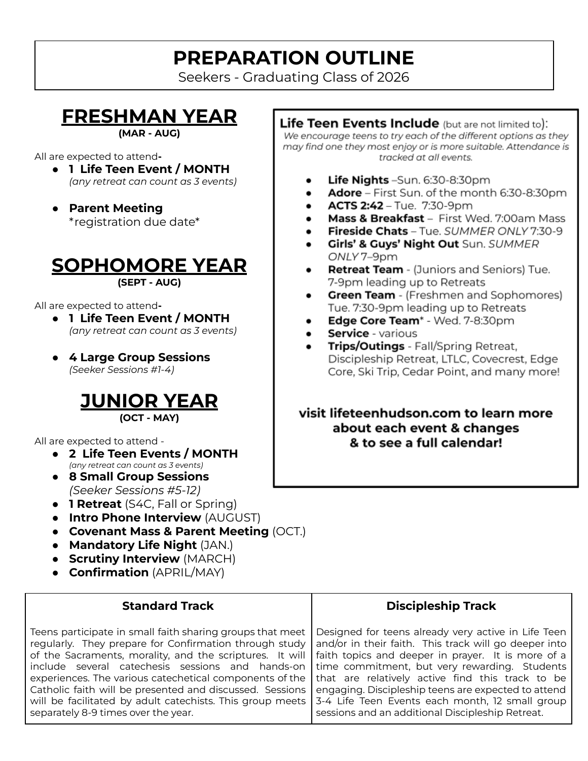# PREPARATION OUTLINE

Seekers - Graduating Class of 2026

## FRESHMAN YEAR

**(MAR - AUG)**

All are expected to attend**-**

- **1 Life Teen Event / MONTH**
  *(any retreat can count as 3 events)*
- **Parent Meeting**
  *registration due date*

## SOPHOMORE YEAR

**(SEPT - AUG)**

All are expected to attend**-**

- **1 Life Teen Event / MONTH**
  *(any retreat can count as 3 events)*
- **4 Large Group Sessions**
  *(Seeker Sessions #1-4)*

## JUNIOR YEAR

**(OCT - MAY)**

All are expected to attend -

- **2 Life Teen Events / MONTH**
  *(any retreat can count as 3 events)*
- **8 Small Group Sessions**
  *(Seeker Sessions #5-12)*
- **1 Retreat** (S4C, Fall or Spring)
- **Intro Phone Interview** (AUGUST)
- **Covenant Mass & Parent Meeting** (OCT.)
- **Mandatory Life Night** (JAN.)
- **Scrutiny Interview** (MARCH)
- **Confirmation** (APRIL/MAY)

**Life Teen Events Include** (but are not limited to):

*We encourage teens to try each of the different options as they may find one they most enjoy or is more suitable. Attendance is tracked at all events.*

- **Life Nights** –Sun. 6:30-8:30pm
- **Adore** – First Sun. of the month 6:30-8:30pm
- **ACTS 2:42** – Tue. 7:30-9pm
- **Mass & Breakfast** – First Wed. 7:00am Mass
- **Fireside Chats** – Tue. *SUMMER ONLY* 7:30-9
- **Girls' & Guys' Night Out** Sun. *SUMMER ONLY* 7–9pm
- **Retreat Team** - (Juniors and Seniors) Tue. 7-9pm leading up to Retreats
- **Green Team** - (Freshmen and Sophomores) Tue. 7:30-9pm leading up to Retreats
- **Edge Core Team*** - Wed. 7-8:30pm
- **Service** - various
- **Trips/Outings** - Fall/Spring Retreat, Discipleship Retreat, LTLC, Covecrest, Edge Core, Ski Trip, Cedar Point, and many more!

**visit lifeteenhudson.com to learn more about each event & changes & to see a full calendar!**

| Standard Track | Discipleship Track |
|---|---|
| Teens participate in small faith sharing groups that meet regularly. They prepare for Confirmation through study of the Sacraments, morality, and the scriptures. It will include several catechesis sessions and hands-on experiences. The various catechetical components of the Catholic faith will be presented and discussed. Sessions will be facilitated by adult catechists. This group meets separately 8-9 times over the year. | Designed for teens already very active in Life Teen and/or in their faith. This track will go deeper into faith topics and deeper in prayer. It is more of a time commitment, but very rewarding. Students that are relatively active find this track to be engaging. Discipleship teens are expected to attend 3-4 Life Teen Events each month, 12 small group sessions and an additional Discipleship Retreat. |